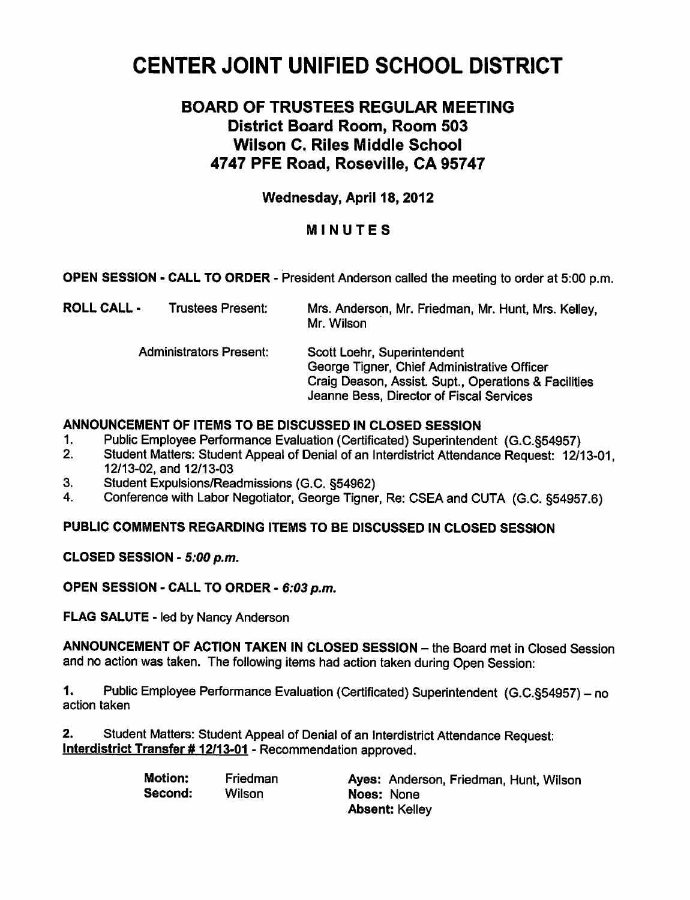# CENTER JOINT UNIFIED SCHOOL DISTRICT

## BOARD OF TRUSTEES REGULAR MEETING
## District Board Room, Room 503
## Wilson C. Riles Middle School
## 4747 PFE Road, Roseville, CA 95747

**Wednesday, April 18, 2012**

**MINUTES**

**OPEN SESSION - CALL TO ORDER** - President Anderson called the meeting to order at 5:00 p.m.

**ROLL CALL -** Trustees Present: Mrs. Anderson, Mr. Friedman, Mr. Hunt, Mrs. Kelley, Mr. Wilson

Administrators Present:
- Scott Loehr, Superintendent
- George Tigner, Chief Administrative Officer
- Craig Deason, Assist. Supt., Operations & Facilities
- Jeanne Bess, Director of Fiscal Services

**ANNOUNCEMENT OF ITEMS TO BE DISCUSSED IN CLOSED SESSION**

1. Public Employee Performance Evaluation (Certificated) Superintendent (G.C.§54957)
2. Student Matters: Student Appeal of Denial of an Interdistrict Attendance Request: 12/13-01, 12/13-02, and 12/13-03
3. Student Expulsions/Readmissions (G.C. §54962)
4. Conference with Labor Negotiator, George Tigner, Re: CSEA and CUTA (G.C. §54957.6)

**PUBLIC COMMENTS REGARDING ITEMS TO BE DISCUSSED IN CLOSED SESSION**

**CLOSED SESSION -** ***5:00 p.m.***

**OPEN SESSION - CALL TO ORDER -** ***6:03 p.m.***

**FLAG SALUTE** - led by Nancy Anderson

**ANNOUNCEMENT OF ACTION TAKEN IN CLOSED SESSION** – the Board met in Closed Session and no action was taken. The following items had action taken during Open Session:

**1.** Public Employee Performance Evaluation (Certificated) Superintendent (G.C.§54957) – no action taken

**2.** Student Matters: Student Appeal of Denial of an Interdistrict Attendance Request:
**Interdistrict Transfer # 12/13-01** - Recommendation approved.

| | | |
|---|---|---|
| **Motion:** Friedman | | **Ayes:** Anderson, Friedman, Hunt, Wilson |
| **Second:** Wilson | | **Noes:** None |
| | | **Absent:** Kelley |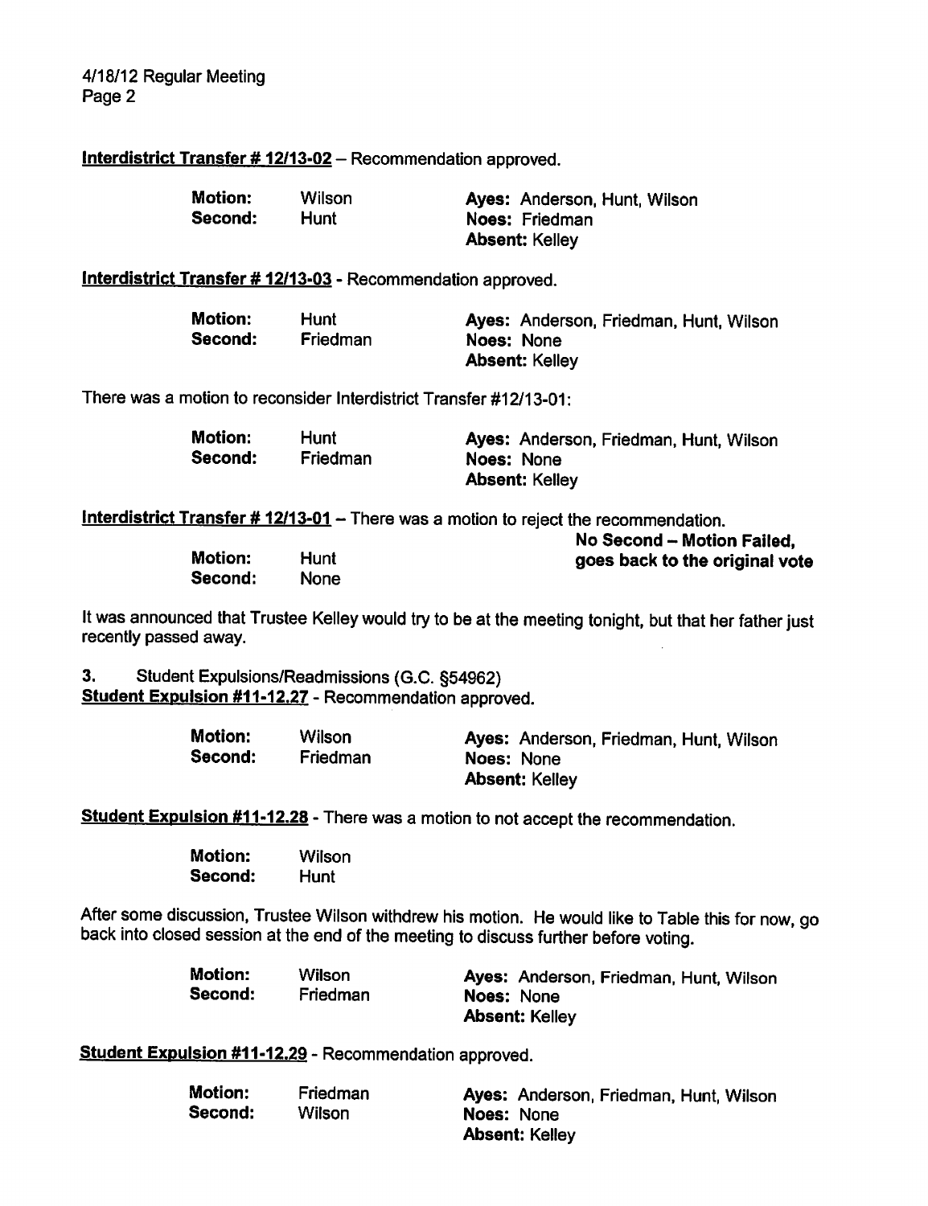**Interdistrict Transfer # 12/13-02** – Recommendation approved.

| | | |
|---|---|---|
| **Motion:** | Wilson | **Ayes:** Anderson, Hunt, Wilson |
| **Second:** | Hunt | **Noes:** Friedman |
| | | **Absent:** Kelley |

**Interdistrict Transfer # 12/13-03** - Recommendation approved.

| | | |
|---|---|---|
| **Motion:** | Hunt | **Ayes:** Anderson, Friedman, Hunt, Wilson |
| **Second:** | Friedman | **Noes:** None |
| | | **Absent:** Kelley |

There was a motion to reconsider Interdistrict Transfer #12/13-01:

| | | |
|---|---|---|
| **Motion:** | Hunt | **Ayes:** Anderson, Friedman, Hunt, Wilson |
| **Second:** | Friedman | **Noes:** None |
| | | **Absent:** Kelley |

**Interdistrict Transfer # 12/13-01** – There was a motion to reject the recommendation.

| | | |
|---|---|---|
| **Motion:** | Hunt | **No Second – Motion Failed, goes back to the original vote** |
| **Second:** | None | |

It was announced that Trustee Kelley would try to be at the meeting tonight, but that her father just recently passed away.

**3.** Student Expulsions/Readmissions (G.C. §54962)

**Student Expulsion #11-12.27** - Recommendation approved.

| | | |
|---|---|---|
| **Motion:** | Wilson | **Ayes:** Anderson, Friedman, Hunt, Wilson |
| **Second:** | Friedman | **Noes:** None |
| | | **Absent:** Kelley |

**Student Expulsion #11-12.28** - There was a motion to not accept the recommendation.

| | |
|---|---|
| **Motion:** | Wilson |
| **Second:** | Hunt |

After some discussion, Trustee Wilson withdrew his motion. He would like to Table this for now, go back into closed session at the end of the meeting to discuss further before voting.

| | | |
|---|---|---|
| **Motion:** | Wilson | **Ayes:** Anderson, Friedman, Hunt, Wilson |
| **Second:** | Friedman | **Noes:** None |
| | | **Absent:** Kelley |

**Student Expulsion #11-12.29** - Recommendation approved.

| | | |
|---|---|---|
| **Motion:** | Friedman | **Ayes:** Anderson, Friedman, Hunt, Wilson |
| **Second:** | Wilson | **Noes:** None |
| | | **Absent:** Kelley |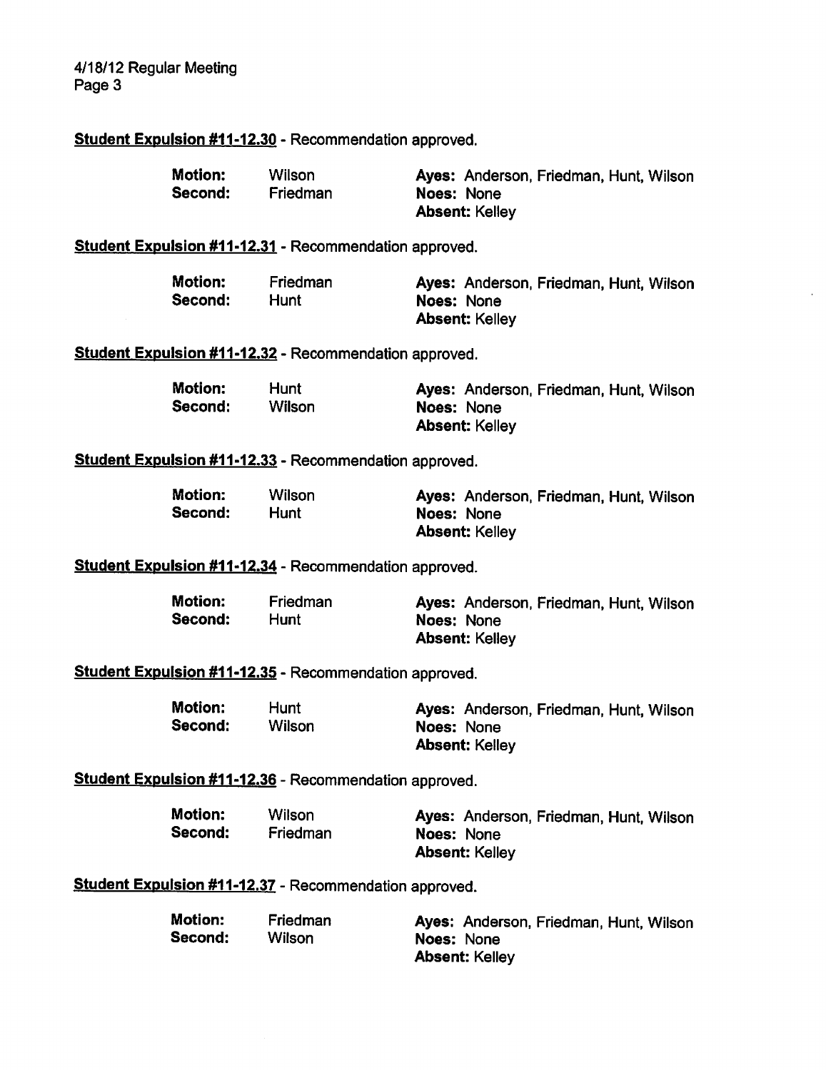**Student Expulsion #11-12.30** - Recommendation approved.

**Motion:** Wilson
**Second:** Friedman

**Ayes:** Anderson, Friedman, Hunt, Wilson
**Noes:** None
**Absent:** Kelley

**Student Expulsion #11-12.31** - Recommendation approved.

**Motion:** Friedman
**Second:** Hunt

**Ayes:** Anderson, Friedman, Hunt, Wilson
**Noes:** None
**Absent:** Kelley

**Student Expulsion #11-12.32** - Recommendation approved.

**Motion:** Hunt
**Second:** Wilson

**Ayes:** Anderson, Friedman, Hunt, Wilson
**Noes:** None
**Absent:** Kelley

**Student Expulsion #11-12.33** - Recommendation approved.

**Motion:** Wilson
**Second:** Hunt

**Ayes:** Anderson, Friedman, Hunt, Wilson
**Noes:** None
**Absent:** Kelley

**Student Expulsion #11-12.34** - Recommendation approved.

**Motion:** Friedman
**Second:** Hunt

**Ayes:** Anderson, Friedman, Hunt, Wilson
**Noes:** None
**Absent:** Kelley

**Student Expulsion #11-12.35** - Recommendation approved.

**Motion:** Hunt
**Second:** Wilson

**Ayes:** Anderson, Friedman, Hunt, Wilson
**Noes:** None
**Absent:** Kelley

**Student Expulsion #11-12.36** - Recommendation approved.

**Motion:** Wilson
**Second:** Friedman

**Ayes:** Anderson, Friedman, Hunt, Wilson
**Noes:** None
**Absent:** Kelley

**Student Expulsion #11-12.37** - Recommendation approved.

**Motion:** Friedman
**Second:** Wilson

**Ayes:** Anderson, Friedman, Hunt, Wilson
**Noes:** None
**Absent:** Kelley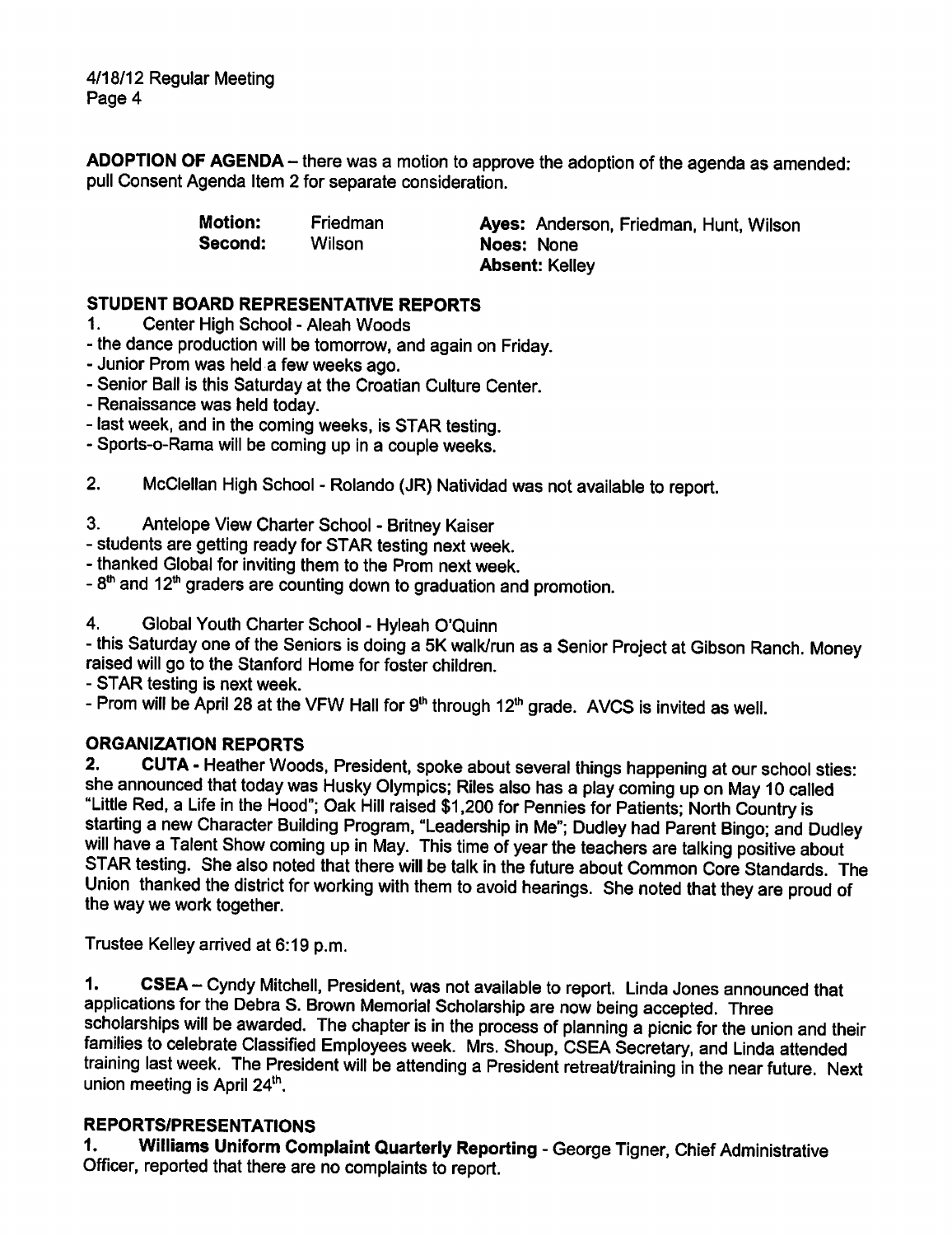**ADOPTION OF AGENDA** – there was a motion to approve the adoption of the agenda as amended: pull Consent Agenda Item 2 for separate consideration.

| | | |
|---|---|---|
| **Motion:** | Friedman | **Ayes:** Anderson, Friedman, Hunt, Wilson |
| **Second:** | Wilson | **Noes:** None |
| | | **Absent:** Kelley |

**STUDENT BOARD REPRESENTATIVE REPORTS**

1. Center High School - Aleah Woods
- the dance production will be tomorrow, and again on Friday.
- Junior Prom was held a few weeks ago.
- Senior Ball is this Saturday at the Croatian Culture Center.
- Renaissance was held today.
- last week, and in the coming weeks, is STAR testing.
- Sports-o-Rama will be coming up in a couple weeks.

2. McClellan High School - Rolando (JR) Natividad was not available to report.

3. Antelope View Charter School - Britney Kaiser
- students are getting ready for STAR testing next week.
- thanked Global for inviting them to the Prom next week.
- 8th and 12th graders are counting down to graduation and promotion.

4. Global Youth Charter School - Hyleah O'Quinn
- this Saturday one of the Seniors is doing a 5K walk/run as a Senior Project at Gibson Ranch. Money raised will go to the Stanford Home for foster children.
- STAR testing is next week.
- Prom will be April 28 at the VFW Hall for 9th through 12th grade. AVCS is invited as well.

**ORGANIZATION REPORTS**

2. **CUTA** - Heather Woods, President, spoke about several things happening at our school sties: she announced that today was Husky Olympics; Riles also has a play coming up on May 10 called "Little Red, a Life in the Hood"; Oak Hill raised $1,200 for Pennies for Patients; North Country is starting a new Character Building Program, "Leadership in Me"; Dudley had Parent Bingo; and Dudley will have a Talent Show coming up in May. This time of year the teachers are talking positive about STAR testing. She also noted that there will be talk in the future about Common Core Standards. The Union thanked the district for working with them to avoid hearings. She noted that they are proud of the way we work together.

Trustee Kelley arrived at 6:19 p.m.

1. **CSEA** – Cyndy Mitchell, President, was not available to report. Linda Jones announced that applications for the Debra S. Brown Memorial Scholarship are now being accepted. Three scholarships will be awarded. The chapter is in the process of planning a picnic for the union and their families to celebrate Classified Employees week. Mrs. Shoup, CSEA Secretary, and Linda attended training last week. The President will be attending a President retreat/training in the near future. Next union meeting is April 24th.

**REPORTS/PRESENTATIONS**

1. **Williams Uniform Complaint Quarterly Reporting** - George Tigner, Chief Administrative Officer, reported that there are no complaints to report.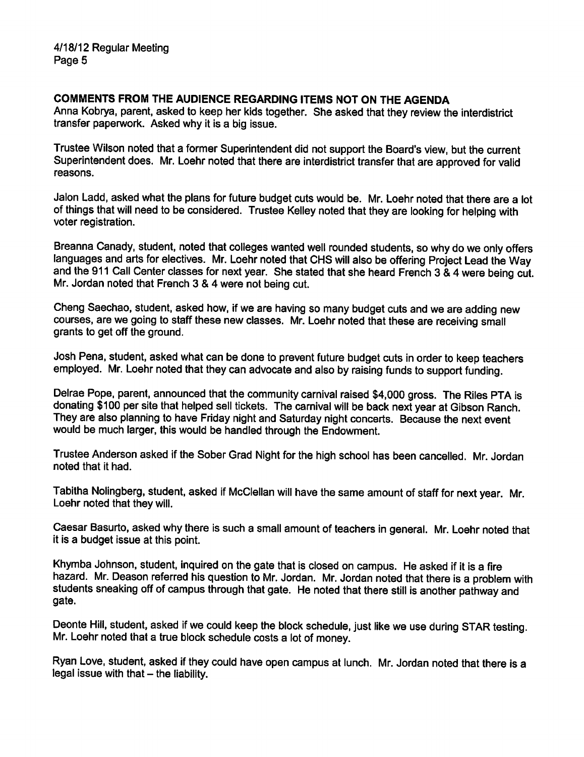## COMMENTS FROM THE AUDIENCE REGARDING ITEMS NOT ON THE AGENDA

Anna Kobrya, parent, asked to keep her kids together. She asked that they review the interdistrict transfer paperwork. Asked why it is a big issue.

Trustee Wilson noted that a former Superintendent did not support the Board's view, but the current Superintendent does. Mr. Loehr noted that there are interdistrict transfer that are approved for valid reasons.

Jalon Ladd, asked what the plans for future budget cuts would be. Mr. Loehr noted that there are a lot of things that will need to be considered. Trustee Kelley noted that they are looking for helping with voter registration.

Breanna Canady, student, noted that colleges wanted well rounded students, so why do we only offers languages and arts for electives. Mr. Loehr noted that CHS will also be offering Project Lead the Way and the 911 Call Center classes for next year. She stated that she heard French 3 & 4 were being cut. Mr. Jordan noted that French 3 & 4 were not being cut.

Cheng Saechao, student, asked how, if we are having so many budget cuts and we are adding new courses, are we going to staff these new classes. Mr. Loehr noted that these are receiving small grants to get off the ground.

Josh Pena, student, asked what can be done to prevent future budget cuts in order to keep teachers employed. Mr. Loehr noted that they can advocate and also by raising funds to support funding.

Delrae Pope, parent, announced that the community carnival raised $4,000 gross. The Riles PTA is donating $100 per site that helped sell tickets. The carnival will be back next year at Gibson Ranch. They are also planning to have Friday night and Saturday night concerts. Because the next event would be much larger, this would be handled through the Endowment.

Trustee Anderson asked if the Sober Grad Night for the high school has been cancelled. Mr. Jordan noted that it had.

Tabitha Nolingberg, student, asked if McClellan will have the same amount of staff for next year. Mr. Loehr noted that they will.

Caesar Basurto, asked why there is such a small amount of teachers in general. Mr. Loehr noted that it is a budget issue at this point.

Khymba Johnson, student, inquired on the gate that is closed on campus. He asked if it is a fire hazard. Mr. Deason referred his question to Mr. Jordan. Mr. Jordan noted that there is a problem with students sneaking off of campus through that gate. He noted that there still is another pathway and gate.

Deonte Hill, student, asked if we could keep the block schedule, just like we use during STAR testing. Mr. Loehr noted that a true block schedule costs a lot of money.

Ryan Love, student, asked if they could have open campus at lunch. Mr. Jordan noted that there is a legal issue with that – the liability.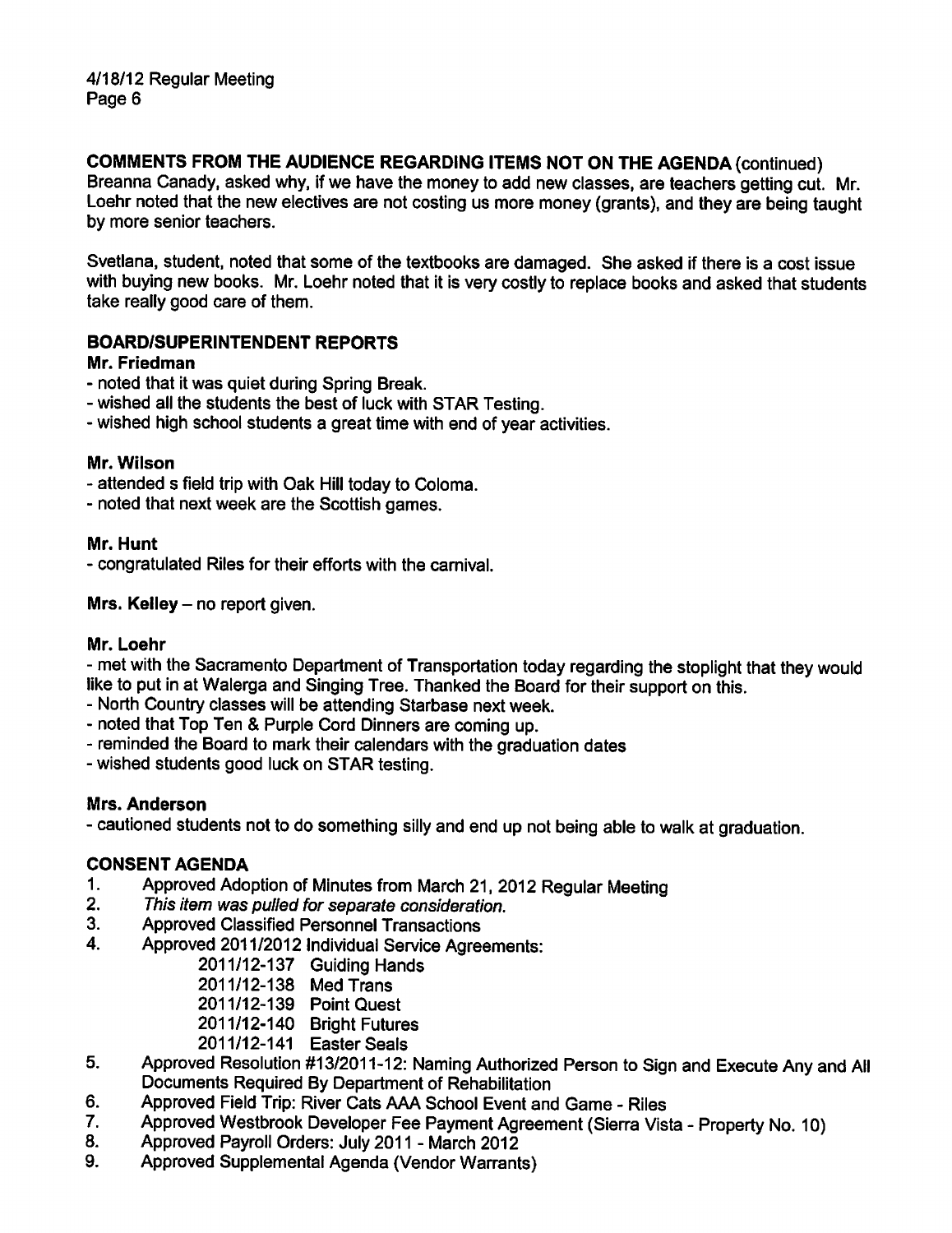**COMMENTS FROM THE AUDIENCE REGARDING ITEMS NOT ON THE AGENDA** (continued)
Breanna Canady, asked why, if we have the money to add new classes, are teachers getting cut. Mr. Loehr noted that the new electives are not costing us more money (grants), and they are being taught by more senior teachers.

Svetlana, student, noted that some of the textbooks are damaged. She asked if there is a cost issue with buying new books. Mr. Loehr noted that it is very costly to replace books and asked that students take really good care of them.

## BOARD/SUPERINTENDENT REPORTS

**Mr. Friedman**

- noted that it was quiet during Spring Break.
- wished all the students the best of luck with STAR Testing.
- wished high school students a great time with end of year activities.

**Mr. Wilson**

- attended s field trip with Oak Hill today to Coloma.
- noted that next week are the Scottish games.

**Mr. Hunt**

- congratulated Riles for their efforts with the carnival.

**Mrs. Kelley** – no report given.

**Mr. Loehr**

- met with the Sacramento Department of Transportation today regarding the stoplight that they would like to put in at Walerga and Singing Tree. Thanked the Board for their support on this.
- North Country classes will be attending Starbase next week.
- noted that Top Ten & Purple Cord Dinners are coming up.
- reminded the Board to mark their calendars with the graduation dates
- wished students good luck on STAR testing.

**Mrs. Anderson**

- cautioned students not to do something silly and end up not being able to walk at graduation.

## CONSENT AGENDA

1. Approved Adoption of Minutes from March 21, 2012 Regular Meeting
2. *This item was pulled for separate consideration.*
3. Approved Classified Personnel Transactions
4. Approved 2011/2012 Individual Service Agreements:
   - 2011/12-137 Guiding Hands
   - 2011/12-138 Med Trans
   - 2011/12-139 Point Quest
   - 2011/12-140 Bright Futures
   - 2011/12-141 Easter Seals
5. Approved Resolution #13/2011-12: Naming Authorized Person to Sign and Execute Any and All Documents Required By Department of Rehabilitation
6. Approved Field Trip: River Cats AAA School Event and Game - Riles
7. Approved Westbrook Developer Fee Payment Agreement (Sierra Vista - Property No. 10)
8. Approved Payroll Orders: July 2011 - March 2012
9. Approved Supplemental Agenda (Vendor Warrants)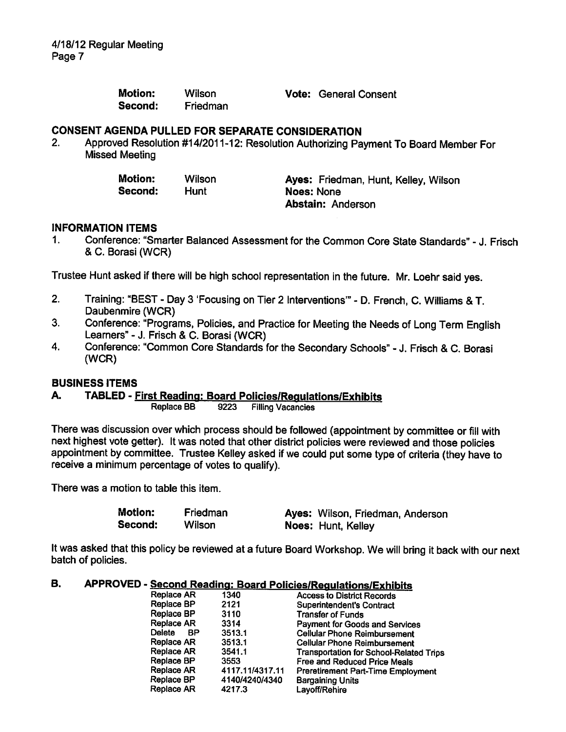| **Motion:** | Wilson | **Vote:** General Consent |
|---|---|---|
| **Second:** | Friedman | |

## CONSENT AGENDA PULLED FOR SEPARATE CONSIDERATION

2. Approved Resolution #14/2011-12: Resolution Authorizing Payment To Board Member For Missed Meeting

| **Motion:** | Wilson | **Ayes:** Friedman, Hunt, Kelley, Wilson |
|---|---|---|
| **Second:** | Hunt | **Noes:** None |
| | | **Abstain:** Anderson |

## INFORMATION ITEMS

1. Conference: "Smarter Balanced Assessment for the Common Core State Standards" - J. Frisch & C. Borasi (WCR)

Trustee Hunt asked if there will be high school representation in the future. Mr. Loehr said yes.

2. Training: "BEST - Day 3 'Focusing on Tier 2 Interventions'" - D. French, C. Williams & T. Daubenmire (WCR)
3. Conference: "Programs, Policies, and Practice for Meeting the Needs of Long Term English Learners" - J. Frisch & C. Borasi (WCR)
4. Conference: "Common Core Standards for the Secondary Schools" - J. Frisch & C. Borasi (WCR)

## BUSINESS ITEMS

### A. TABLED - First Reading: Board Policies/Regulations/Exhibits

| Replace BB | 9223 | Filling Vacancies |
|---|---|---|

There was discussion over which process should be followed (appointment by committee or fill with next highest vote getter). It was noted that other district policies were reviewed and those policies appointment by committee. Trustee Kelley asked if we could put some type of criteria (they have to receive a minimum percentage of votes to qualify).

There was a motion to table this item.

| **Motion:** | Friedman | **Ayes:** Wilson, Friedman, Anderson |
|---|---|---|
| **Second:** | Wilson | **Noes:** Hunt, Kelley |

It was asked that this policy be reviewed at a future Board Workshop. We will bring it back with our next batch of policies.

### B. APPROVED - Second Reading: Board Policies/Regulations/Exhibits

| Replace AR | 1340 | Access to District Records |
|---|---|---|
| Replace BP | 2121 | Superintendent's Contract |
| Replace BP | 3110 | Transfer of Funds |
| Replace AR | 3314 | Payment for Goods and Services |
| Delete BP | 3513.1 | Cellular Phone Reimbursement |
| Replace AR | 3513.1 | Cellular Phone Reimbursement |
| Replace AR | 3541.1 | Transportation for School-Related Trips |
| Replace BP | 3553 | Free and Reduced Price Meals |
| Replace AR | 4117.11/4317.11 | Preretirement Part-Time Employment |
| Replace BP | 4140/4240/4340 | Bargaining Units |
| Replace AR | 4217.3 | Layoff/Rehire |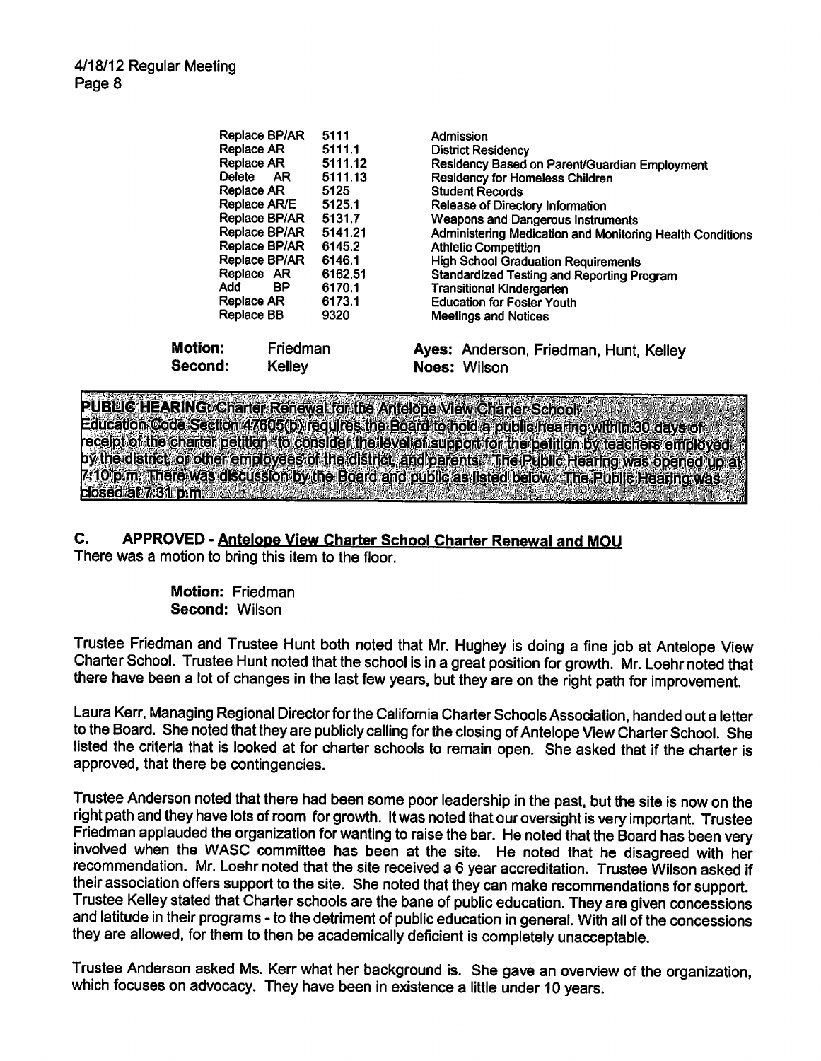| | | |
|---|---|---|
| Replace BP/AR | 5111 | Admission |
| Replace AR | 5111.1 | District Residency |
| Replace AR | 5111.12 | Residency Based on Parent/Guardian Employment |
| Delete AR | 5111.13 | Residency for Homeless Children |
| Replace AR | 5125 | Student Records |
| Replace AR/E | 5125.1 | Release of Directory Information |
| Replace BP/AR | 5131.7 | Weapons and Dangerous Instruments |
| Replace BP/AR | 5141.21 | Administering Medication and Monitoring Health Conditions |
| Replace BP/AR | 6145.2 | Athletic Competition |
| Replace BP/AR | 6146.1 | High School Graduation Requirements |
| Replace AR | 6162.51 | Standardized Testing and Reporting Program |
| Add BP | 6170.1 | Transitional Kindergarten |
| Replace AR | 6173.1 | Education for Foster Youth |
| Replace BB | 9320 | Meetings and Notices |

**Motion:** Friedman **Ayes:** Anderson, Friedman, Hunt, Kelley
**Second:** Kelley **Noes:** Wilson

**PUBLIC HEARING: Charter Renewal for the Antelope View Charter School:** Education Code Section 47605(b) requires the Board to hold a public hearing within 30 days of receipt of the charter petition "to consider the level of support for the petition by teachers employed by the district, or other employees of the district, and parents." The Public Hearing was opened up at 7:10 p.m. There was discussion by the Board and public as listed below. The Public Hearing was closed at 7:31 p.m.

**C. APPROVED - Antelope View Charter School Charter Renewal and MOU**

There was a motion to bring this item to the floor.

**Motion:** Friedman
**Second:** Wilson

Trustee Friedman and Trustee Hunt both noted that Mr. Hughey is doing a fine job at Antelope View Charter School. Trustee Hunt noted that the school is in a great position for growth. Mr. Loehr noted that there have been a lot of changes in the last few years, but they are on the right path for improvement.

Laura Kerr, Managing Regional Director for the California Charter Schools Association, handed out a letter to the Board. She noted that they are publicly calling for the closing of Antelope View Charter School. She listed the criteria that is looked at for charter schools to remain open. She asked that if the charter is approved, that there be contingencies.

Trustee Anderson noted that there had been some poor leadership in the past, but the site is now on the right path and they have lots of room for growth. It was noted that our oversight is very important. Trustee Friedman applauded the organization for wanting to raise the bar. He noted that the Board has been very involved when the WASC committee has been at the site. He noted that he disagreed with her recommendation. Mr. Loehr noted that the site received a 6 year accreditation. Trustee Wilson asked if their association offers support to the site. She noted that they can make recommendations for support. Trustee Kelley stated that Charter schools are the bane of public education. They are given concessions and latitude in their programs - to the detriment of public education in general. With all of the concessions they are allowed, for them to then be academically deficient is completely unacceptable.

Trustee Anderson asked Ms. Kerr what her background is. She gave an overview of the organization, which focuses on advocacy. They have been in existence a little under 10 years.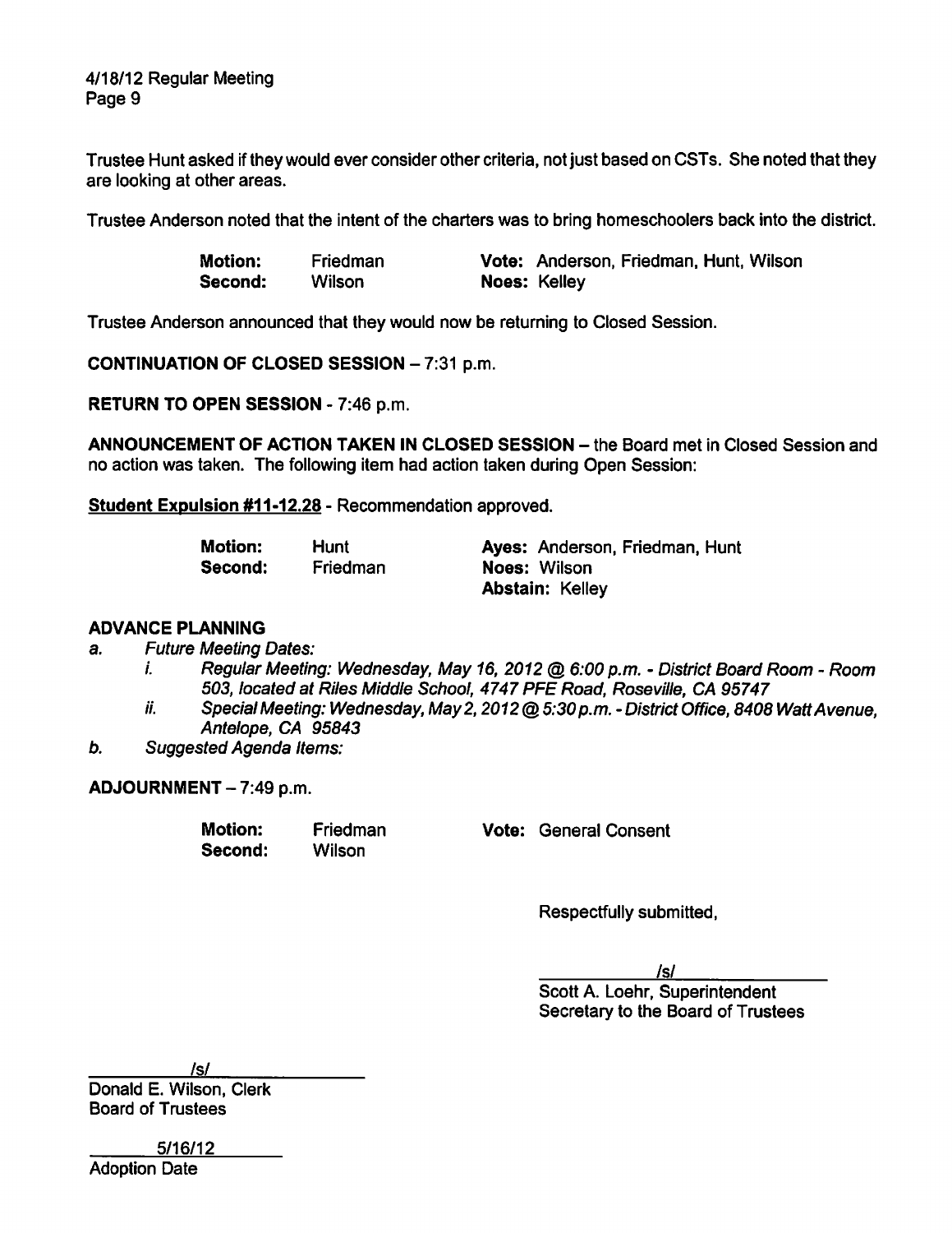Trustee Hunt asked if they would ever consider other criteria, not just based on CSTs. She noted that they are looking at other areas.

Trustee Anderson noted that the intent of the charters was to bring homeschoolers back into the district.

| | | | |
|---|---|---|---|
| **Motion:** | Friedman | **Vote:** | Anderson, Friedman, Hunt, Wilson |
| **Second:** | Wilson | **Noes:** | Kelley |

Trustee Anderson announced that they would now be returning to Closed Session.

**CONTINUATION OF CLOSED SESSION** – 7:31 p.m.

**RETURN TO OPEN SESSION** - 7:46 p.m.

**ANNOUNCEMENT OF ACTION TAKEN IN CLOSED SESSION** – the Board met in Closed Session and no action was taken. The following item had action taken during Open Session:

**Student Expulsion #11-12.28** - Recommendation approved.

| | | | |
|---|---|---|---|
| **Motion:** | Hunt | **Ayes:** | Anderson, Friedman, Hunt |
| **Second:** | Friedman | **Noes:** | Wilson |
| | | **Abstain:** | Kelley |

**ADVANCE PLANNING**

a. *Future Meeting Dates:*
   i. *Regular Meeting: Wednesday, May 16, 2012 @ 6:00 p.m. - District Board Room - Room 503, located at Riles Middle School, 4747 PFE Road, Roseville, CA 95747*
   ii. *Special Meeting: Wednesday, May 2, 2012 @ 5:30 p.m. - District Office, 8408 Watt Avenue, Antelope, CA 95843*

b. *Suggested Agenda Items:*

**ADJOURNMENT** – 7:49 p.m.

| | | | |
|---|---|---|---|
| **Motion:** | Friedman | **Vote:** | General Consent |
| **Second:** | Wilson | | |

Respectfully submitted,

/s/

Scott A. Loehr, Superintendent
Secretary to the Board of Trustees

/s/

Donald E. Wilson, Clerk
Board of Trustees

5/16/12
Adoption Date